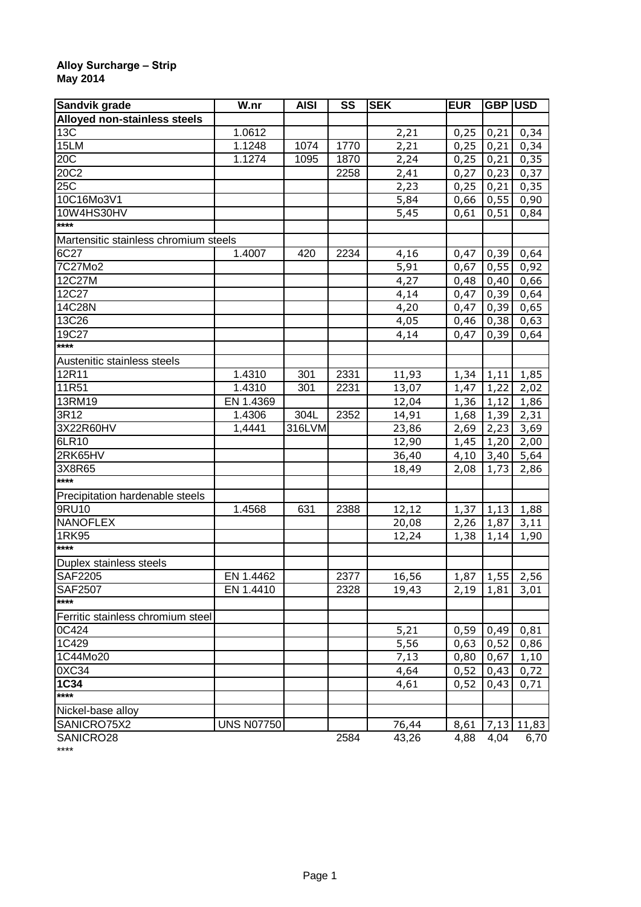**Alloy Surcharge – Strip**
**May 2014**

| Sandvik grade | W.nr | AISI | SS | SEK | EUR | GBP | USD |
|---|---|---|---|---|---|---|---|
| **Alloyed non-stainless steels** | | | | | | | |
| 13C | 1.0612 | | | 2,21 | 0,25 | 0,21 | 0,34 |
| 15LM | 1.1248 | 1074 | 1770 | 2,21 | 0,25 | 0,21 | 0,34 |
| 20C | 1.1274 | 1095 | 1870 | 2,24 | 0,25 | 0,21 | 0,35 |
| 20C2 | | | 2258 | 2,41 | 0,27 | 0,23 | 0,37 |
| 25C | | | | 2,23 | 0,25 | 0,21 | 0,35 |
| 10C16Mo3V1 | | | | 5,84 | 0,66 | 0,55 | 0,90 |
| 10W4HS30HV | | | | 5,45 | 0,61 | 0,51 | 0,84 |
| **** | | | | | | | |
| Martensitic stainless chromium steels | | | | | | | |
| 6C27 | 1.4007 | 420 | 2234 | 4,16 | 0,47 | 0,39 | 0,64 |
| 7C27Mo2 | | | | 5,91 | 0,67 | 0,55 | 0,92 |
| 12C27M | | | | 4,27 | 0,48 | 0,40 | 0,66 |
| 12C27 | | | | 4,14 | 0,47 | 0,39 | 0,64 |
| 14C28N | | | | 4,20 | 0,47 | 0,39 | 0,65 |
| 13C26 | | | | 4,05 | 0,46 | 0,38 | 0,63 |
| 19C27 | | | | 4,14 | 0,47 | 0,39 | 0,64 |
| **** | | | | | | | |
| Austenitic stainless steels | | | | | | | |
| 12R11 | 1.4310 | 301 | 2331 | 11,93 | 1,34 | 1,11 | 1,85 |
| 11R51 | 1.4310 | 301 | 2231 | 13,07 | 1,47 | 1,22 | 2,02 |
| 13RM19 | EN 1.4369 | | | 12,04 | 1,36 | 1,12 | 1,86 |
| 3R12 | 1.4306 | 304L | 2352 | 14,91 | 1,68 | 1,39 | 2,31 |
| 3X22R60HV | 1,4441 | 316LVM | | 23,86 | 2,69 | 2,23 | 3,69 |
| 6LR10 | | | | 12,90 | 1,45 | 1,20 | 2,00 |
| 2RK65HV | | | | 36,40 | 4,10 | 3,40 | 5,64 |
| 3X8R65 | | | | 18,49 | 2,08 | 1,73 | 2,86 |
| **** | | | | | | | |
| Precipitation hardenable steels | | | | | | | |
| 9RU10 | 1.4568 | 631 | 2388 | 12,12 | 1,37 | 1,13 | 1,88 |
| NANOFLEX | | | | 20,08 | 2,26 | 1,87 | 3,11 |
| 1RK95 | | | | 12,24 | 1,38 | 1,14 | 1,90 |
| **** | | | | | | | |
| Duplex stainless steels | | | | | | | |
| SAF2205 | EN 1.4462 | | 2377 | 16,56 | 1,87 | 1,55 | 2,56 |
| SAF2507 | EN 1.4410 | | 2328 | 19,43 | 2,19 | 1,81 | 3,01 |
| **** | | | | | | | |
| Ferritic stainless chromium steel | | | | | | | |
| 0C424 | | | | 5,21 | 0,59 | 0,49 | 0,81 |
| 1C429 | | | | 5,56 | 0,63 | 0,52 | 0,86 |
| 1C44Mo20 | | | | 7,13 | 0,80 | 0,67 | 1,10 |
| 0XC34 | | | | 4,64 | 0,52 | 0,43 | 0,72 |
| **1C34** | | | | 4,61 | 0,52 | 0,43 | 0,71 |
| **** | | | | | | | |
| Nickel-base alloy | | | | | | | |
| SANICRO75X2 | UNS N07750 | | | 76,44 | 8,61 | 7,13 | 11,83 |
| SANICRO28 | | | 2584 | 43,26 | 4,88 | 4,04 | 6,70 |
| **** | | | | | | | |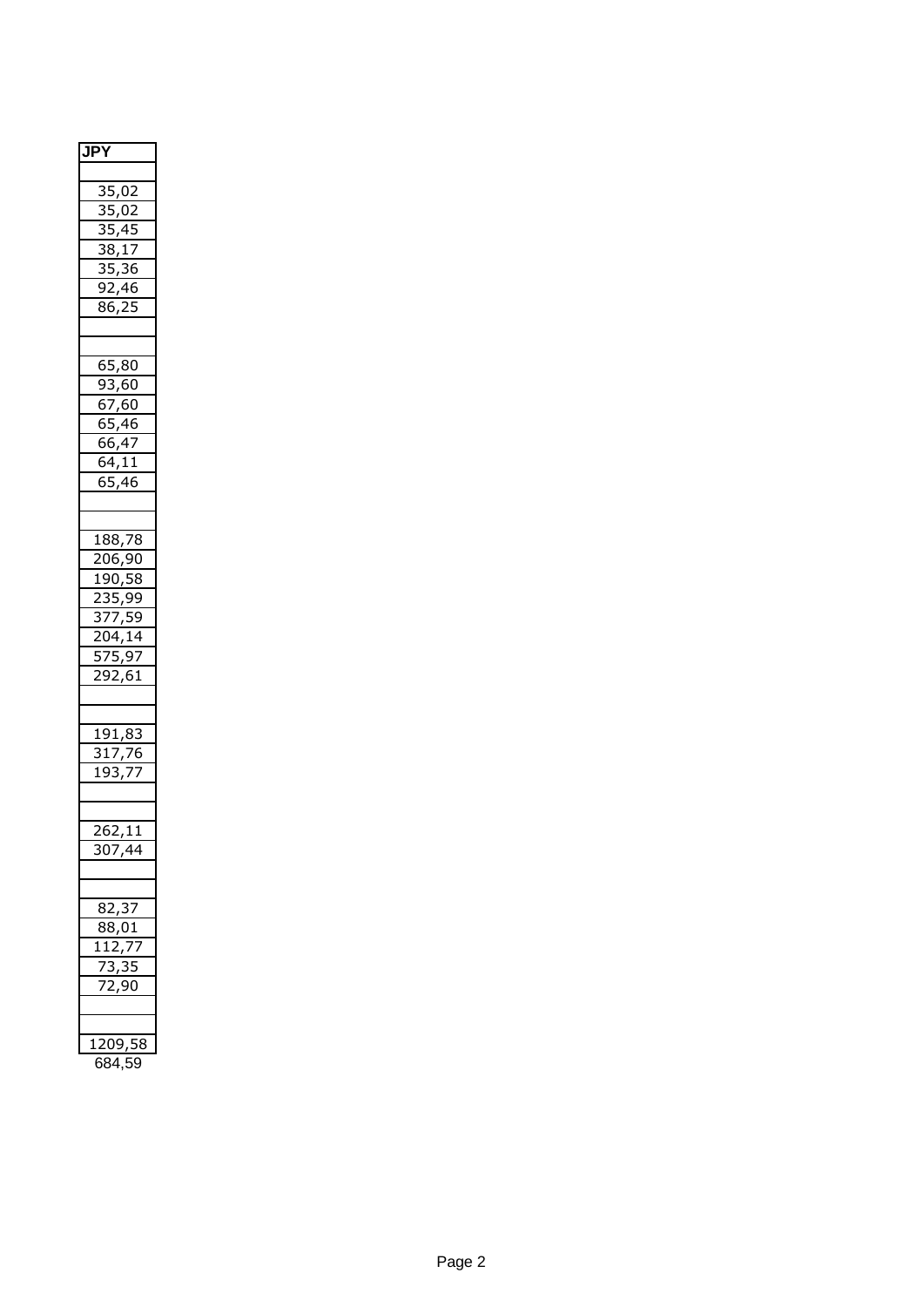| JPY |
| --- |
| |
| 35,02 |
| 35,02 |
| 35,45 |
| 38,17 |
| 35,36 |
| 92,46 |
| 86,25 |
| |
| |
| 65,80 |
| 93,60 |
| 67,60 |
| 65,46 |
| 66,47 |
| 64,11 |
| 65,46 |
| |
| |
| 188,78 |
| 206,90 |
| 190,58 |
| 235,99 |
| 377,59 |
| 204,14 |
| 575,97 |
| 292,61 |
| |
| |
| 191,83 |
| 317,76 |
| 193,77 |
| |
| |
| 262,11 |
| 307,44 |
| |
| |
| 82,37 |
| 88,01 |
| 112,77 |
| 73,35 |
| 72,90 |
| |
| |
| 1209,58 |
| 684,59 |